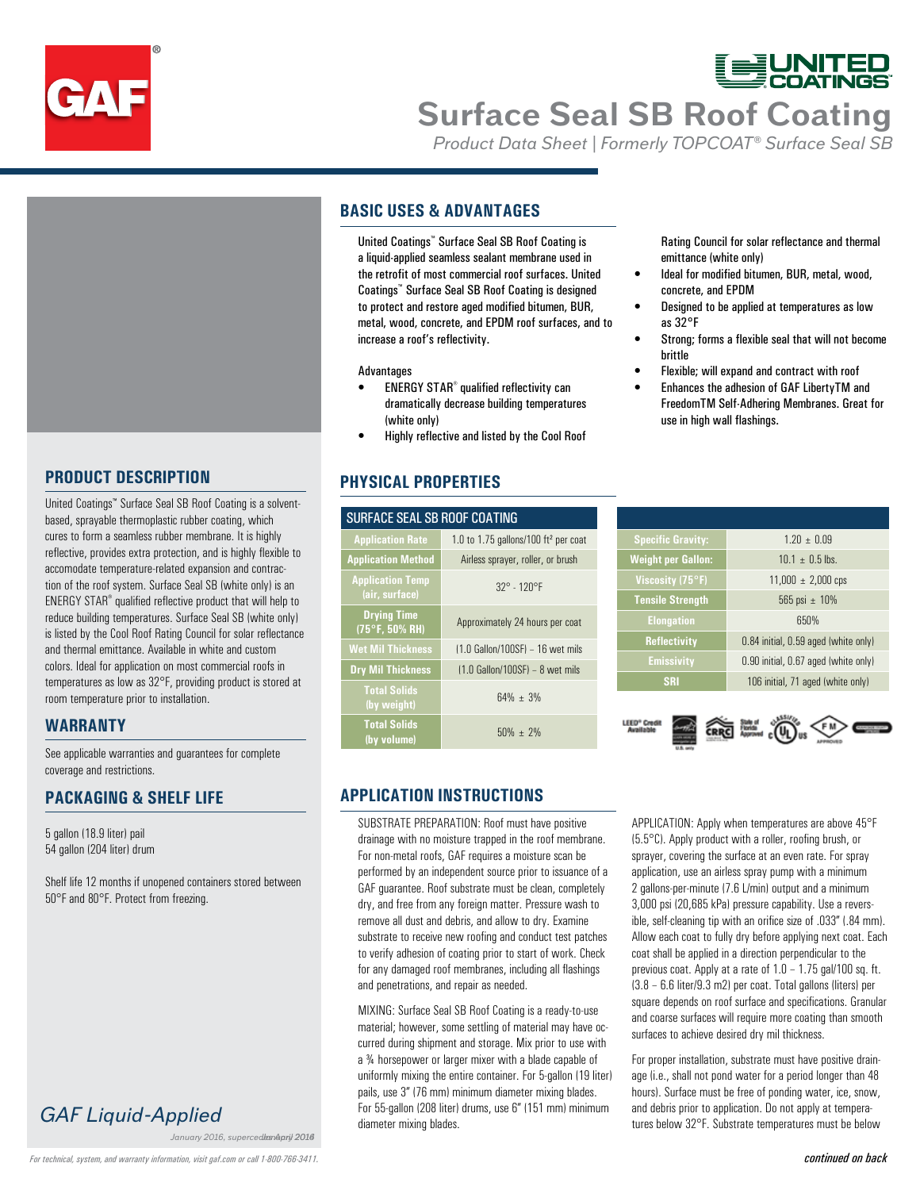# Surface Seal SB Roof Coating

*Product Data Sheet | Formerly TOPCOAT® Surface Seal SB*

## BASIC USES & ADVANTAGES

United Coatings™ Surface Seal SB Roof Coating is a liquid-applied seamless sealant membrane used in the retrofit of most commercial roof surfaces. United Coatings™ Surface Seal SB Roof Coating is designed to protect and restore aged modified bitumen, BUR, metal, wood, concrete, and EPDM roof surfaces, and to increase a roof's reflectivity.

Advantages

- ENERGY STAR® qualified reflectivity can dramatically decrease building temperatures (white only)
- Highly reflective and listed by the Cool Roof Rating Council for solar reflectance and thermal emittance (white only)
- Ideal for modified bitumen, BUR, metal, wood, concrete, and EPDM
- Designed to be applied at temperatures as low as 32°F
- Strong; forms a flexible seal that will not become brittle
- Flexible; will expand and contract with roof
- Enhances the adhesion of GAF LibertyTM and FreedomTM Self-Adhering Membranes. Great for use in high wall flashings.

## PRODUCT DESCRIPTION

United Coatings™ Surface Seal SB Roof Coating is a solvent-based, sprayable thermoplastic rubber coating, which cures to form a seamless rubber membrane. It is highly reflective, provides extra protection, and is highly flexible to accomodate temperature-related expansion and contraction of the roof system. Surface Seal SB (white only) is an ENERGY STAR® qualified reflective product that will help to reduce building temperatures. Surface Seal SB (white only) is listed by the Cool Roof Rating Council for solar reflectance and thermal emittance. Available in white and custom colors. Ideal for application on most commercial roofs in temperatures as low as 32°F, providing product is stored at room temperature prior to installation.

## WARRANTY

See applicable warranties and guarantees for complete coverage and restrictions.

## PACKAGING & SHELF LIFE

5 gallon (18.9 liter) pail
54 gallon (204 liter) drum

Shelf life 12 months if unopened containers stored between 50°F and 80°F. Protect from freezing.

## PHYSICAL PROPERTIES

| SURFACE SEAL SB ROOF COATING | |
|---|---|
| Application Rate | 1.0 to 1.75 gallons/100 ft² per coat |
| Application Method | Airless sprayer, roller, or brush |
| Application Temp (air, surface) | 32° - 120°F |
| Drying Time (75°F, 50% RH) | Approximately 24 hours per coat |
| Wet Mil Thickness | (1.0 Gallon/100SF) – 16 wet mils |
| Dry Mil Thickness | (1.0 Gallon/100SF) – 8 wet mils |
| Total Solids (by weight) | 64% ± 3% |
| Total Solids (by volume) | 50% ± 2% |

| | |
|---|---|
| Specific Gravity: | 1.20 ± 0.09 |
| Weight per Gallon: | 10.1 ± 0.5 lbs. |
| Viscosity (75°F) | 11,000 ± 2,000 cps |
| Tensile Strength | 565 psi ± 10% |
| Elongation | 650% |
| Reflectivity | 0.84 initial, 0.59 aged (white only) |
| Emissivity | 0.90 initial, 0.67 aged (white only) |
| SRI | 106 initial, 71 aged (white only) |

LEED® Credit Available

## APPLICATION INSTRUCTIONS

SUBSTRATE PREPARATION: Roof must have positive drainage with no moisture trapped in the roof membrane. For non-metal roofs, GAF requires a moisture scan be performed by an independent source prior to issuance of a GAF guarantee. Roof substrate must be clean, completely dry, and free from any foreign matter. Pressure wash to remove all dust and debris, and allow to dry. Examine substrate to receive new roofing and conduct test patches to verify adhesion of coating prior to start of work. Check for any damaged roof membranes, including all flashings and penetrations, and repair as needed.

MIXING: Surface Seal SB Roof Coating is a ready-to-use material; however, some settling of material may have occurred during shipment and storage. Mix prior to use with a ¾ horsepower or larger mixer with a blade capable of uniformly mixing the entire container. For 5-gallon (19 liter) pails, use 3" (76 mm) minimum diameter mixing blades. For 55-gallon (208 liter) drums, use 6" (151 mm) minimum diameter mixing blades.

APPLICATION: Apply when temperatures are above 45°F (5.5°C). Apply product with a roller, roofing brush, or sprayer, covering the surface at an even rate. For spray application, use an airless spray pump with a minimum 2 gallons-per-minute (7.6 L/min) output and a minimum 3,000 psi (20,685 kPa) pressure capability. Use a reversible, self-cleaning tip with an orifice size of .033" (.84 mm). Allow each coat to fully dry before applying next coat. Each coat shall be applied in a direction perpendicular to the previous coat. Apply at a rate of 1.0 – 1.75 gal/100 sq. ft. (3.8 – 6.6 liter/9.3 m2) per coat. Total gallons (liters) per square depends on roof surface and specifications. Granular and coarse surfaces will require more coating than smooth surfaces to achieve desired dry mil thickness.

For proper installation, substrate must have positive drainage (i.e., shall not pond water for a period longer than 48 hours). Surface must be free of ponding water, ice, snow, and debris prior to application. Do not apply at temperatures below 32°F. Substrate temperatures must be below

*continued on back*

GAF Liquid-Applied

*January 2016, supercedes April 2014*

*For technical, system, and warranty information, visit gaf.com or call 1-800-766-3411.*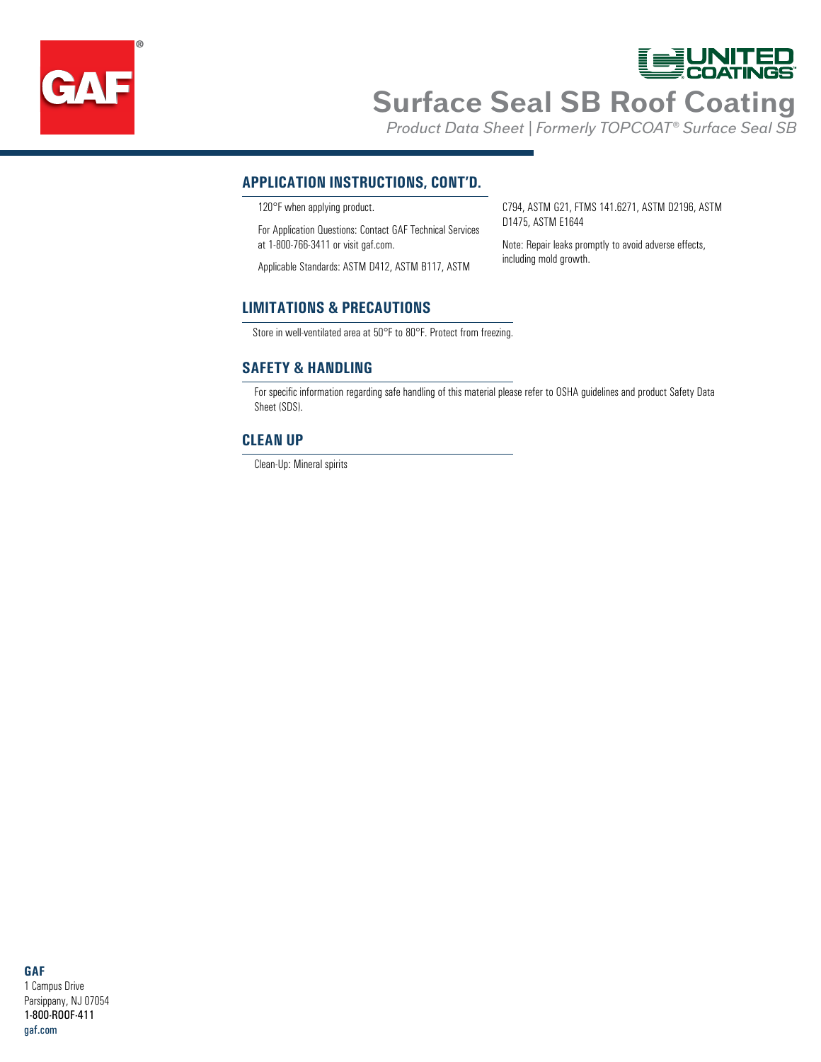## APPLICATION INSTRUCTIONS, CONT'D.

120°F when applying product.

For Application Questions: Contact GAF Technical Services at 1-800-766-3411 or visit gaf.com.

Applicable Standards: ASTM D412, ASTM B117, ASTM C794, ASTM G21, FTMS 141.6271, ASTM D2196, ASTM D1475, ASTM E1644

Note: Repair leaks promptly to avoid adverse effects, including mold growth.

## LIMITATIONS & PRECAUTIONS

Store in well-ventilated area at 50°F to 80°F. Protect from freezing.

## SAFETY & HANDLING

For specific information regarding safe handling of this material please refer to OSHA guidelines and product Safety Data Sheet (SDS).

## CLEAN UP

Clean-Up: Mineral spirits

**GAF**
1 Campus Drive
Parsippany, NJ 07054
1-800-ROOF-411
gaf.com